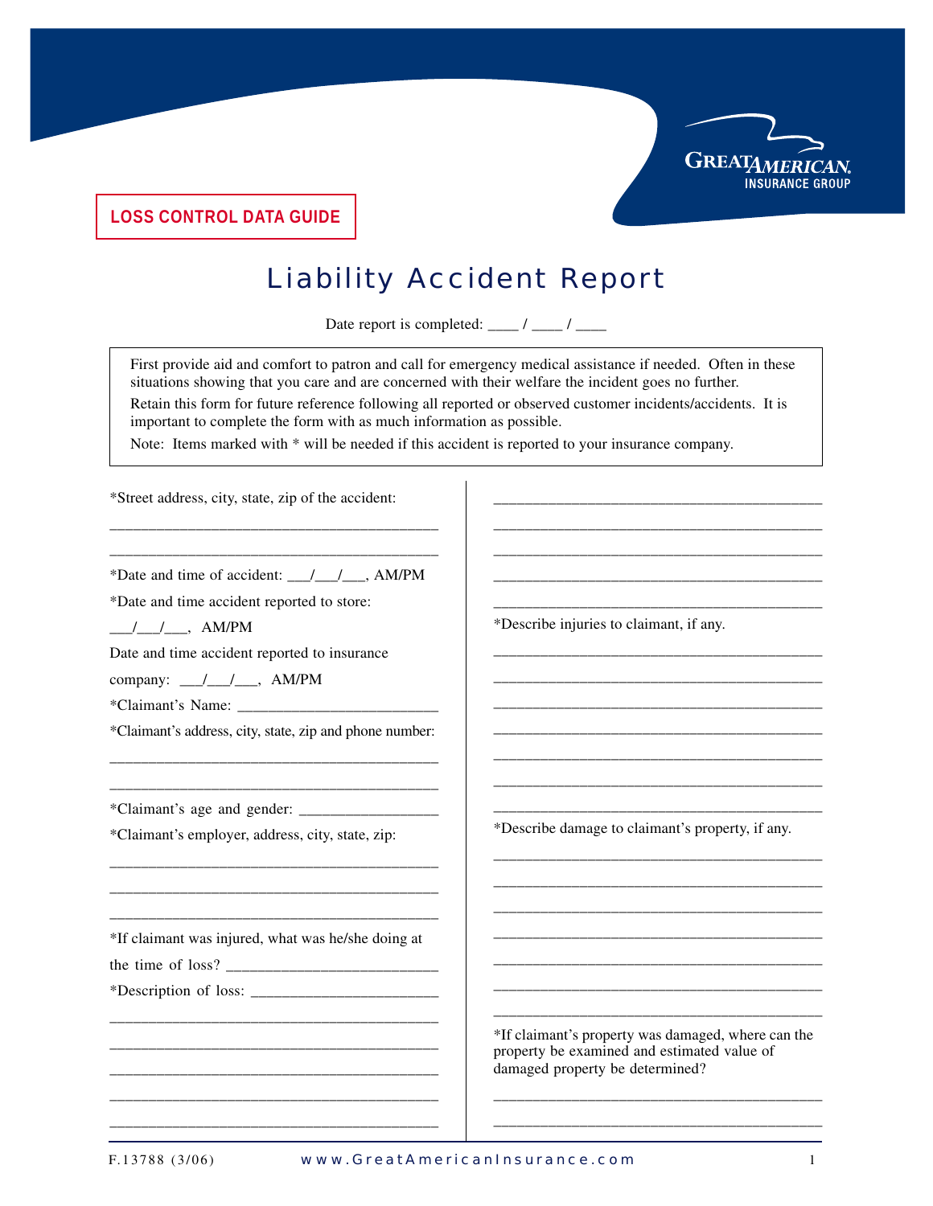LOSS CONTROL DATA GUIDE

# Liability Accident Report

Date report is completed: ____ / ____ / ____

> First provide aid and comfort to patron and call for emergency medical assistance if needed. Often in these situations showing that you care and are concerned with their welfare the incident goes no further.
>
> Retain this form for future reference following all reported or observed customer incidents/accidents. It is important to complete the form with as much information as possible.
>
> Note: Items marked with * will be needed if this accident is reported to your insurance company.

*Street address, city, state, zip of the accident:

__________________________________________

__________________________________________

*Date and time of accident: ___/___/___, AM/PM

*Date and time accident reported to store:

___/___/___, AM/PM

Date and time accident reported to insurance company: ___/___/___, AM/PM

*Claimant's Name: _________________________

*Claimant's address, city, state, zip and phone number:

__________________________________________

__________________________________________

*Claimant's age and gender: _________________

*Claimant's employer, address, city, state, zip:

__________________________________________

__________________________________________

__________________________________________

*If claimant was injured, what was he/she doing at the time of loss? __________________________

*Description of loss: ________________________

__________________________________________

__________________________________________

__________________________________________

__________________________________________

__________________________________________

__________________________________________

__________________________________________

__________________________________________

__________________________________________

__________________________________________

*Describe injuries to claimant, if any.

__________________________________________

__________________________________________

__________________________________________

__________________________________________

__________________________________________

__________________________________________

__________________________________________

*Describe damage to claimant's property, if any.

__________________________________________

__________________________________________

__________________________________________

__________________________________________

__________________________________________

__________________________________________

__________________________________________

*If claimant's property was damaged, where can the property be examined and estimated value of damaged property be determined?

__________________________________________

__________________________________________

F.13788 (3/06)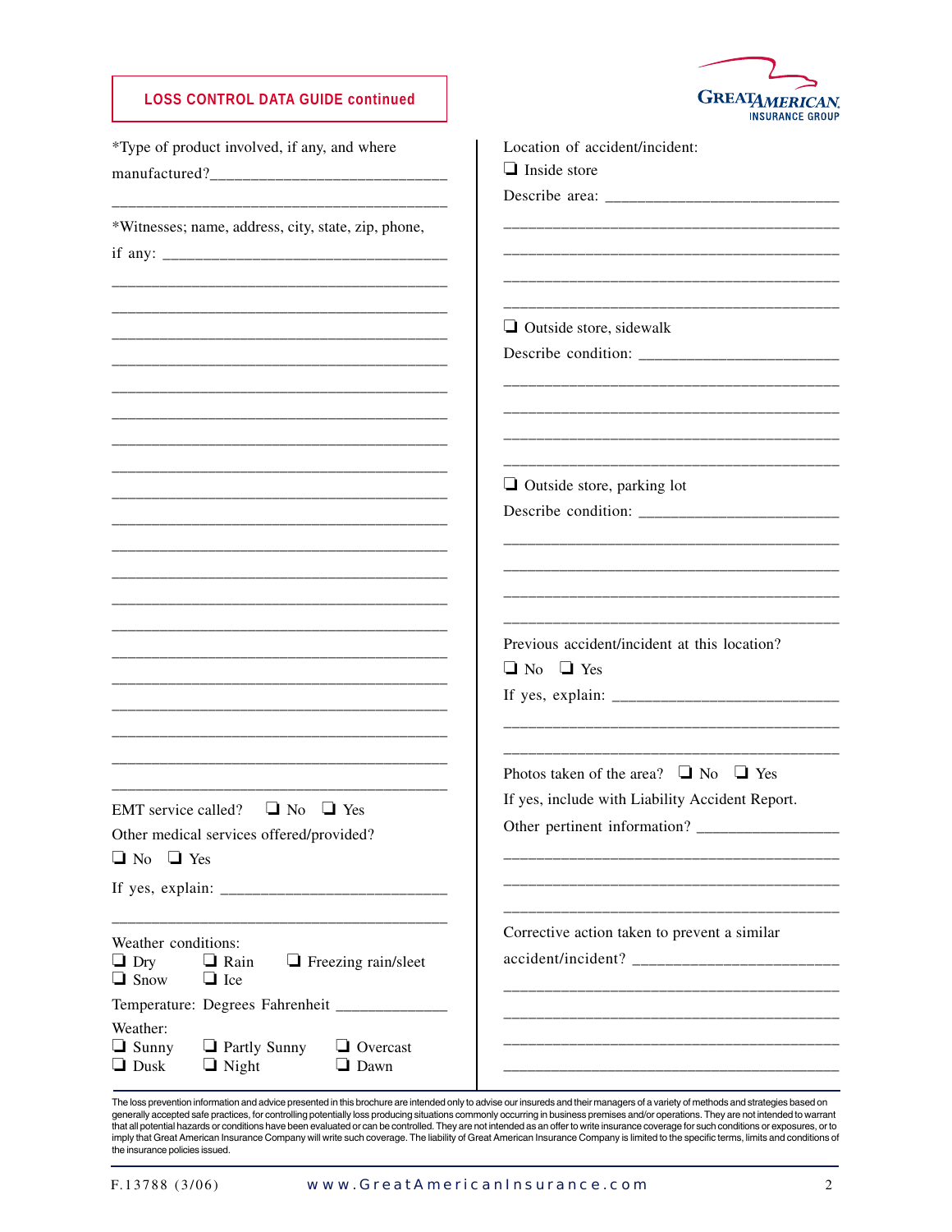## LOSS CONTROL DATA GUIDE continued

GREAT AMERICAN INSURANCE GROUP

*Type of product involved, if any, and where manufactured?______________________________

_____________________________________________

*Witnesses; name, address, city, state, zip, phone, if any: ___________________________________

_____________________________________________

_____________________________________________

_____________________________________________

_____________________________________________

_____________________________________________

_____________________________________________

_____________________________________________

_____________________________________________

_____________________________________________

_____________________________________________

_____________________________________________

_____________________________________________

_____________________________________________

_____________________________________________

_____________________________________________

_____________________________________________

_____________________________________________

_____________________________________________

_____________________________________________

EMT service called? ❑ No ❑ Yes

Other medical services offered/provided?

❑ No ❑ Yes

If yes, explain: ____________________________

_____________________________________________

Weather conditions:

❑ Dry ❑ Rain ❑ Freezing rain/sleet
❑ Snow ❑ Ice

Temperature: Degrees Fahrenheit ______________

Weather:

❑ Sunny ❑ Partly Sunny ❑ Overcast
❑ Dusk ❑ Night ❑ Dawn

Location of accident/incident:

❑ Inside store

Describe area: _____________________________

_____________________________________________

_____________________________________________

_____________________________________________

_____________________________________________

❑ Outside store, sidewalk

Describe condition: _________________________

_____________________________________________

_____________________________________________

_____________________________________________

_____________________________________________

❑ Outside store, parking lot

Describe condition: _________________________

_____________________________________________

_____________________________________________

_____________________________________________

_____________________________________________

Previous accident/incident at this location?

❑ No ❑ Yes

If yes, explain: ____________________________

_____________________________________________

_____________________________________________

Photos taken of the area? ❑ No ❑ Yes

If yes, include with Liability Accident Report.

Other pertinent information? _________________

_____________________________________________

_____________________________________________

_____________________________________________

Corrective action taken to prevent a similar accident/incident? __________________________

_____________________________________________

_____________________________________________

_____________________________________________

_____________________________________________

The loss prevention information and advice presented in this brochure are intended only to advise our insureds and their managers of a variety of methods and strategies based on generally accepted safe practices, for controlling potentially loss producing situations commonly occurring in business premises and/or operations. They are not intended to warrant that all potential hazards or conditions have been evaluated or can be controlled. They are not intended as an offer to write insurance coverage for such conditions or exposures, or to imply that Great American Insurance Company will write such coverage. The liability of Great American Insurance Company is limited to the specific terms, limits and conditions of the insurance policies issued.

F.13788 (3/06) www.GreatAmericanInsurance.com